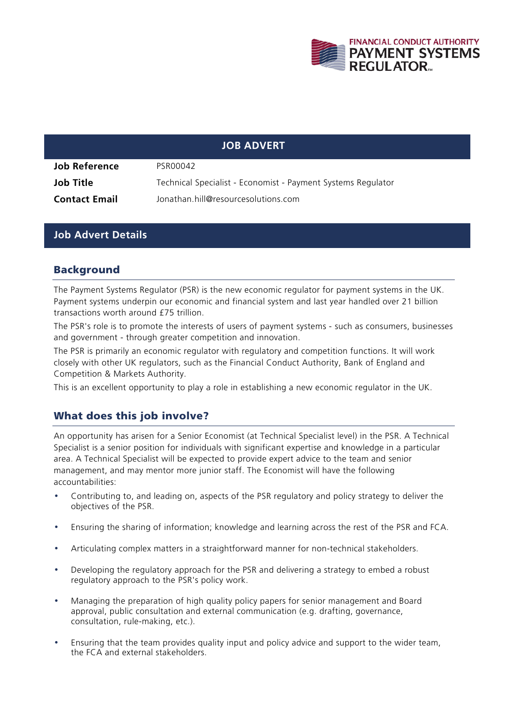FINANCIAL CONDUCT AUTHORITY
PAYMENT SYSTEMS REGULATOR

# JOB ADVERT

| | |
|---|---|
| **Job Reference** | PSR00042 |
| **Job Title** | Technical Specialist - Economist - Payment Systems Regulator |
| **Contact Email** | Jonathan.hill@resourcesolutions.com |

## Job Advert Details

### Background

The Payment Systems Regulator (PSR) is the new economic regulator for payment systems in the UK. Payment systems underpin our economic and financial system and last year handled over 21 billion transactions worth around £75 trillion.

The PSR's role is to promote the interests of users of payment systems - such as consumers, businesses and government - through greater competition and innovation.

The PSR is primarily an economic regulator with regulatory and competition functions. It will work closely with other UK regulators, such as the Financial Conduct Authority, Bank of England and Competition & Markets Authority.

This is an excellent opportunity to play a role in establishing a new economic regulator in the UK.

### What does this job involve?

An opportunity has arisen for a Senior Economist (at Technical Specialist level) in the PSR. A Technical Specialist is a senior position for individuals with significant expertise and knowledge in a particular area. A Technical Specialist will be expected to provide expert advice to the team and senior management, and may mentor more junior staff. The Economist will have the following accountabilities:

- Contributing to, and leading on, aspects of the PSR regulatory and policy strategy to deliver the objectives of the PSR.
- Ensuring the sharing of information; knowledge and learning across the rest of the PSR and FCA.
- Articulating complex matters in a straightforward manner for non-technical stakeholders.
- Developing the regulatory approach for the PSR and delivering a strategy to embed a robust regulatory approach to the PSR's policy work.
- Managing the preparation of high quality policy papers for senior management and Board approval, public consultation and external communication (e.g. drafting, governance, consultation, rule-making, etc.).
- Ensuring that the team provides quality input and policy advice and support to the wider team, the FCA and external stakeholders.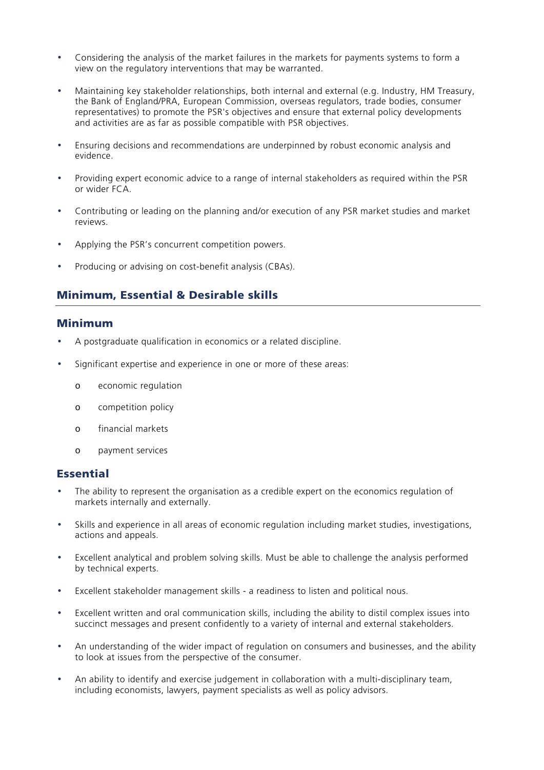- Considering the analysis of the market failures in the markets for payments systems to form a view on the regulatory interventions that may be warranted.
- Maintaining key stakeholder relationships, both internal and external (e.g. Industry, HM Treasury, the Bank of England/PRA, European Commission, overseas regulators, trade bodies, consumer representatives) to promote the PSR's objectives and ensure that external policy developments and activities are as far as possible compatible with PSR objectives.
- Ensuring decisions and recommendations are underpinned by robust economic analysis and evidence.
- Providing expert economic advice to a range of internal stakeholders as required within the PSR or wider FCA.
- Contributing or leading on the planning and/or execution of any PSR market studies and market reviews.
- Applying the PSR's concurrent competition powers.
- Producing or advising on cost-benefit analysis (CBAs).

## Minimum, Essential & Desirable skills

### Minimum

- A postgraduate qualification in economics or a related discipline.
- Significant expertise and experience in one or more of these areas:
  - economic regulation
  - competition policy
  - financial markets
  - payment services

### Essential

- The ability to represent the organisation as a credible expert on the economics regulation of markets internally and externally.
- Skills and experience in all areas of economic regulation including market studies, investigations, actions and appeals.
- Excellent analytical and problem solving skills. Must be able to challenge the analysis performed by technical experts.
- Excellent stakeholder management skills - a readiness to listen and political nous.
- Excellent written and oral communication skills, including the ability to distil complex issues into succinct messages and present confidently to a variety of internal and external stakeholders.
- An understanding of the wider impact of regulation on consumers and businesses, and the ability to look at issues from the perspective of the consumer.
- An ability to identify and exercise judgement in collaboration with a multi-disciplinary team, including economists, lawyers, payment specialists as well as policy advisors.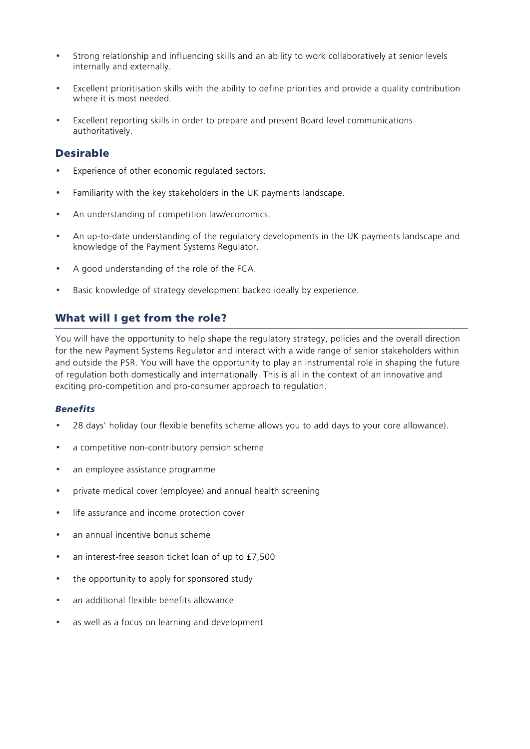- Strong relationship and influencing skills and an ability to work collaboratively at senior levels internally and externally.
- Excellent prioritisation skills with the ability to define priorities and provide a quality contribution where it is most needed.
- Excellent reporting skills in order to prepare and present Board level communications authoritatively.

### Desirable

- Experience of other economic regulated sectors.
- Familiarity with the key stakeholders in the UK payments landscape.
- An understanding of competition law/economics.
- An up-to-date understanding of the regulatory developments in the UK payments landscape and knowledge of the Payment Systems Regulator.
- A good understanding of the role of the FCA.
- Basic knowledge of strategy development backed ideally by experience.

## What will I get from the role?

You will have the opportunity to help shape the regulatory strategy, policies and the overall direction for the new Payment Systems Regulator and interact with a wide range of senior stakeholders within and outside the PSR. You will have the opportunity to play an instrumental role in shaping the future of regulation both domestically and internationally. This is all in the context of an innovative and exciting pro-competition and pro-consumer approach to regulation.

***Benefits***

- 28 days' holiday (our flexible benefits scheme allows you to add days to your core allowance).
- a competitive non-contributory pension scheme
- an employee assistance programme
- private medical cover (employee) and annual health screening
- life assurance and income protection cover
- an annual incentive bonus scheme
- an interest-free season ticket loan of up to £7,500
- the opportunity to apply for sponsored study
- an additional flexible benefits allowance
- as well as a focus on learning and development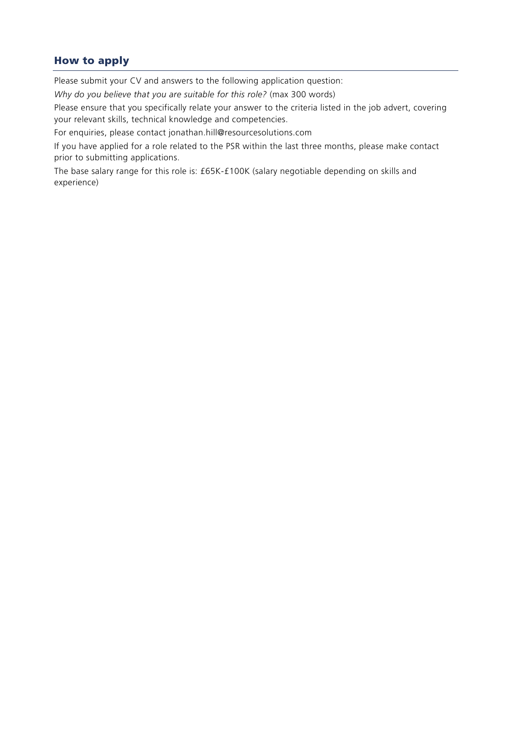## How to apply

Please submit your CV and answers to the following application question:

*Why do you believe that you are suitable for this role?* (max 300 words)

Please ensure that you specifically relate your answer to the criteria listed in the job advert, covering your relevant skills, technical knowledge and competencies.

For enquiries, please contact jonathan.hill@resourcesolutions.com

If you have applied for a role related to the PSR within the last three months, please make contact prior to submitting applications.

The base salary range for this role is: £65K-£100K (salary negotiable depending on skills and experience)